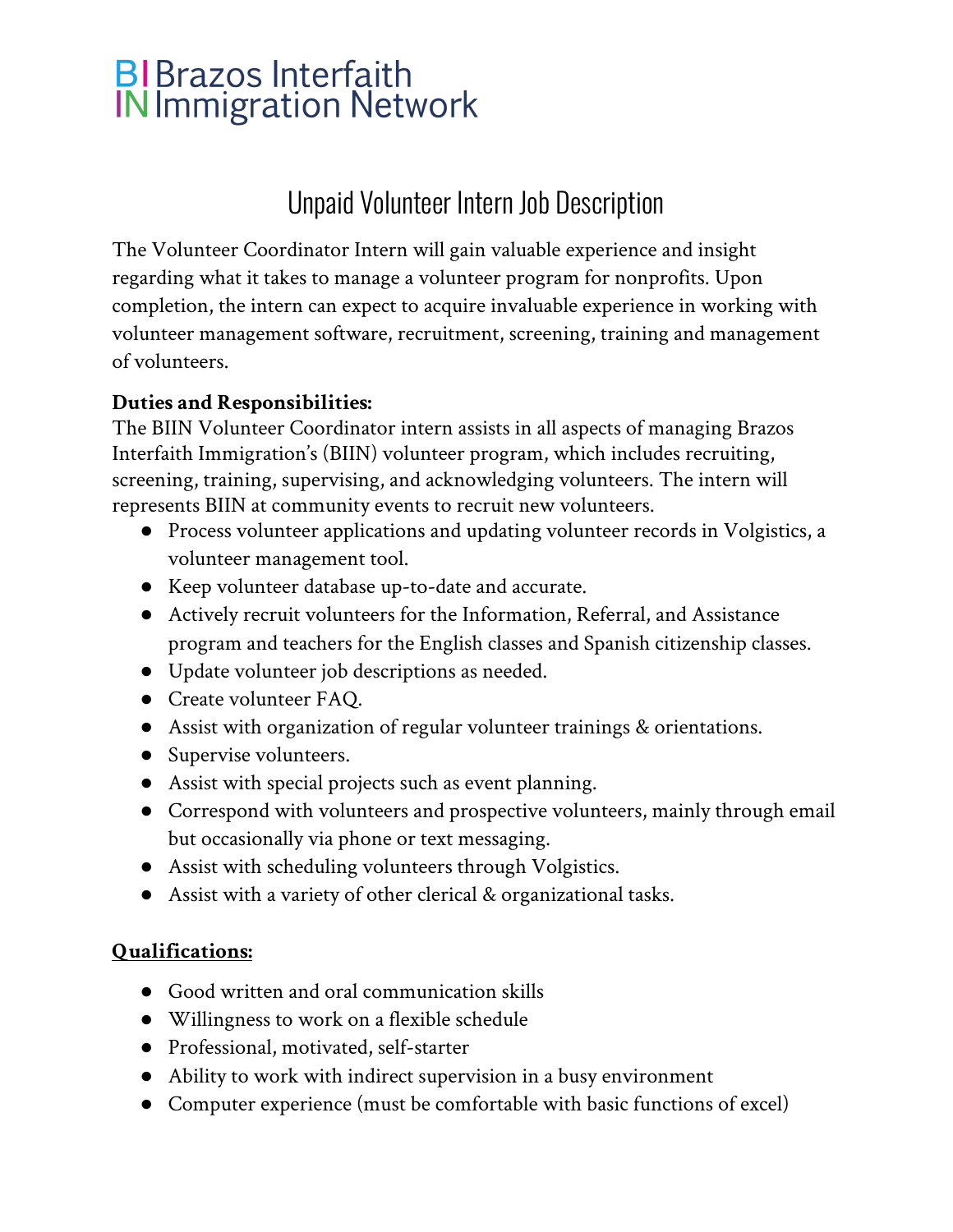BI Brazos Interfaith
IN Immigration Network

# Unpaid Volunteer Intern Job Description

The Volunteer Coordinator Intern will gain valuable experience and insight regarding what it takes to manage a volunteer program for nonprofits. Upon completion, the intern can expect to acquire invaluable experience in working with volunteer management software, recruitment, screening, training and management of volunteers.

**Duties and Responsibilities:**
The BIIN Volunteer Coordinator intern assists in all aspects of managing Brazos Interfaith Immigration's (BIIN) volunteer program, which includes recruiting, screening, training, supervising, and acknowledging volunteers. The intern will represents BIIN at community events to recruit new volunteers.

- Process volunteer applications and updating volunteer records in Volgistics, a volunteer management tool.
- Keep volunteer database up-to-date and accurate.
- Actively recruit volunteers for the Information, Referral, and Assistance program and teachers for the English classes and Spanish citizenship classes.
- Update volunteer job descriptions as needed.
- Create volunteer FAQ.
- Assist with organization of regular volunteer trainings & orientations.
- Supervise volunteers.
- Assist with special projects such as event planning.
- Correspond with volunteers and prospective volunteers, mainly through email but occasionally via phone or text messaging.
- Assist with scheduling volunteers through Volgistics.
- Assist with a variety of other clerical & organizational tasks.

**Qualifications:**

- Good written and oral communication skills
- Willingness to work on a flexible schedule
- Professional, motivated, self-starter
- Ability to work with indirect supervision in a busy environment
- Computer experience (must be comfortable with basic functions of excel)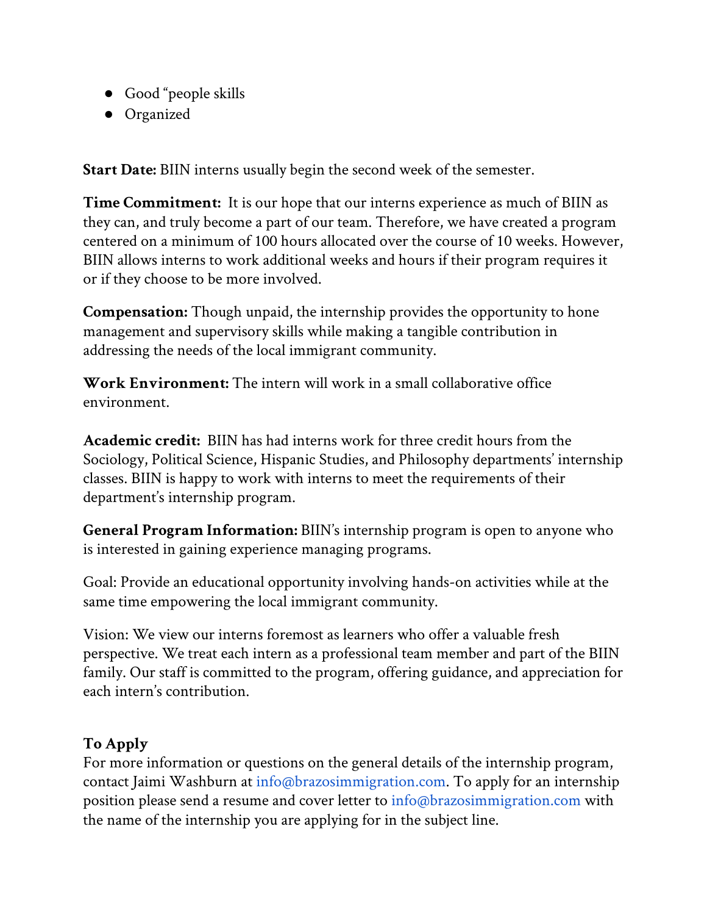- Good “people skills
- Organized

**Start Date:** BIIN interns usually begin the second week of the semester.

**Time Commitment:** It is our hope that our interns experience as much of BIIN as they can, and truly become a part of our team. Therefore, we have created a program centered on a minimum of 100 hours allocated over the course of 10 weeks. However, BIIN allows interns to work additional weeks and hours if their program requires it or if they choose to be more involved.

**Compensation:** Though unpaid, the internship provides the opportunity to hone management and supervisory skills while making a tangible contribution in addressing the needs of the local immigrant community.

**Work Environment:** The intern will work in a small collaborative office environment.

**Academic credit:** BIIN has had interns work for three credit hours from the Sociology, Political Science, Hispanic Studies, and Philosophy departments' internship classes. BIIN is happy to work with interns to meet the requirements of their department's internship program.

**General Program Information:** BIIN's internship program is open to anyone who is interested in gaining experience managing programs.

Goal: Provide an educational opportunity involving hands-on activities while at the same time empowering the local immigrant community.

Vision: We view our interns foremost as learners who offer a valuable fresh perspective. We treat each intern as a professional team member and part of the BIIN family. Our staff is committed to the program, offering guidance, and appreciation for each intern's contribution.

**To Apply**

For more information or questions on the general details of the internship program, contact Jaimi Washburn at info@brazosimmigration.com. To apply for an internship position please send a resume and cover letter to info@brazosimmigration.com with the name of the internship you are applying for in the subject line.